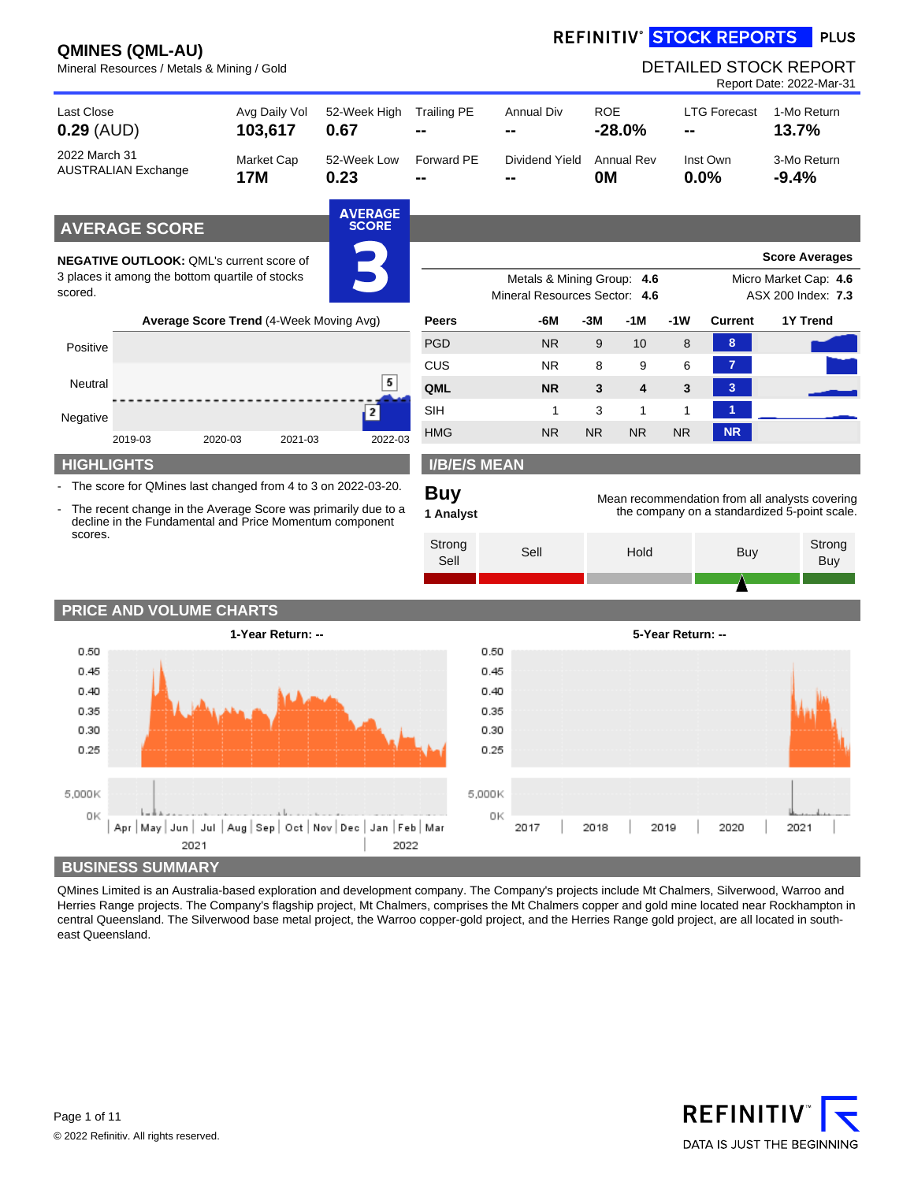REFINITIV® STOCK REPORTS PLUS

# QMINES (QML-AU)

Mineral Resources / Metals & Mining / Gold

DETAILED STOCK REPORT

Report Date: 2022-Mar-31

| Last Close | Avg Daily Vol | 52-Week High | Trailing PE | Annual Div | ROE | LTG Forecast | 1-Mo Return |
|---|---|---|---|---|---|---|---|
| **0.29** (AUD) | **103,617** | **0.67** | **--** | **--** | **-28.0%** | **--** | **13.7%** |
| 2022 March 31 AUSTRALIAN Exchange | Market Cap | 52-Week Low | Forward PE | Dividend Yield | Annual Rev | Inst Own | 3-Mo Return |
| | **17M** | **0.23** | **--** | **--** | **0M** | **0.0%** | **-9.4%** |

## AVERAGE SCORE

**AVERAGE SCORE 3**

**NEGATIVE OUTLOOK:** QML's current score of 3 places it among the bottom quartile of stocks scored.

**Average Score Trend** (4-Week Moving Avg)

Positive / Neutral / Negative — 2019-03, 2020-03, 2021-03, 2022-03 (values 5, 2)

**Score Averages**

Metals & Mining Group: **4.6** | Micro Market Cap: **4.6**

Mineral Resources Sector: **4.6** | ASX 200 Index: **7.3**

| Peers | -6M | -3M | -1M | -1W | Current | 1Y Trend |
|---|---|---|---|---|---|---|
| PGD | NR | 9 | 10 | 8 | 8 | |
| CUS | NR | 8 | 9 | 6 | 7 | |
| **QML** | **NR** | **3** | **4** | **3** | **3** | |
| SIH | 1 | 3 | 1 | 1 | 1 | |
| HMG | NR | NR | NR | NR | NR | |

## HIGHLIGHTS

- The score for QMines last changed from 4 to 3 on 2022-03-20.
- The recent change in the Average Score was primarily due to a decline in the Fundamental and Price Momentum component scores.

## I/B/E/S MEAN

**Buy**

**1 Analyst**

Mean recommendation from all analysts covering the company on a standardized 5-point scale.

Strong Sell | Sell | Hold | Buy | Strong Buy

## PRICE AND VOLUME CHARTS

**1-Year Return: --**

**5-Year Return: --**

## BUSINESS SUMMARY

QMines Limited is an Australia-based exploration and development company. The Company's projects include Mt Chalmers, Silverwood, Warroo and Herries Range projects. The Company's flagship project, Mt Chalmers, comprises the Mt Chalmers copper and gold mine located near Rockhampton in central Queensland. The Silverwood base metal project, the Warroo copper-gold project, and the Herries Range gold project, are all located in south-east Queensland.

© 2022 Refinitiv. All rights reserved.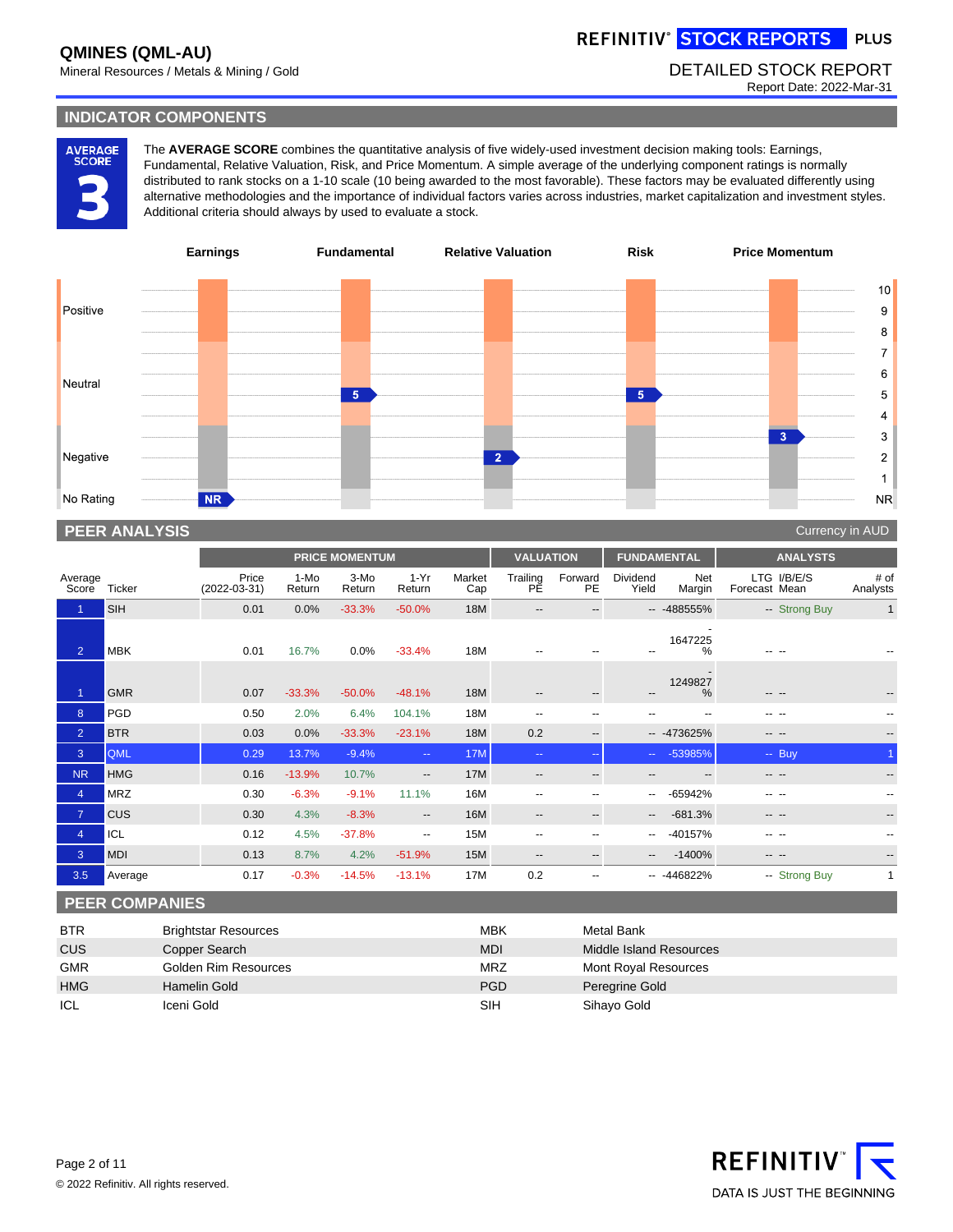**QMINES (QML-AU)**
Mineral Resources / Metals & Mining / Gold

DETAILED STOCK REPORT
Report Date: 2022-Mar-31

## INDICATOR COMPONENTS

**AVERAGE SCORE 3**

The **AVERAGE SCORE** combines the quantitative analysis of five widely-used investment decision making tools: Earnings, Fundamental, Relative Valuation, Risk, and Price Momentum. A simple average of the underlying component ratings is normally distributed to rank stocks on a 1-10 scale (10 being awarded to the most favorable). These factors may be evaluated differently using alternative methodologies and the importance of individual factors varies across industries, market capitalization and investment styles. Additional criteria should always by used to evaluate a stock.

| Earnings | Fundamental | Relative Valuation | Risk | Price Momentum |
|---|---|---|---|---|
| NR | 5 | 2 | 5 | 3 |

Scale: Positive (8–10), Neutral (4–7), Negative (1–3), No Rating (NR)

## PEER ANALYSIS

Currency in AUD

| | | PRICE MOMENTUM | | | | | VALUATION | | FUNDAMENTAL | | ANALYSTS | | |
|---|---|---|---|---|---|---|---|---|---|---|---|---|---|
| Average Score | Ticker | Price (2022-03-31) | 1-Mo Return | 3-Mo Return | 1-Yr Return | Market Cap | Trailing PE | Forward PE | Dividend Yield | Net Margin | LTG Forecast | I/B/E/S Mean | # of Analysts |
| 1 | SIH | 0.01 | 0.0% | -33.3% | -50.0% | 18M | -- | -- | -- | -488555% | -- | Strong Buy | 1 |
| 2 | MBK | 0.01 | 16.7% | 0.0% | -33.4% | 18M | -- | -- | -- | -1647225% | -- | -- | -- |
| 1 | GMR | 0.07 | -33.3% | -50.0% | -48.1% | 18M | -- | -- | -- | -1249827% | -- | -- | -- |
| 8 | PGD | 0.50 | 2.0% | 6.4% | 104.1% | 18M | -- | -- | -- | -- | -- | -- | -- |
| 2 | BTR | 0.03 | 0.0% | -33.3% | -23.1% | 18M | 0.2 | -- | -- | -473625% | -- | -- | -- |
| 3 | QML | 0.29 | 13.7% | -9.4% | -- | 17M | -- | -- | -- | -53985% | -- | Buy | 1 |
| NR | HMG | 0.16 | -13.9% | 10.7% | -- | 17M | -- | -- | -- | -- | -- | -- | -- |
| 4 | MRZ | 0.30 | -6.3% | -9.1% | 11.1% | 16M | -- | -- | -- | -65942% | -- | -- | -- |
| 7 | CUS | 0.30 | 4.3% | -8.3% | -- | 16M | -- | -- | -- | -681.3% | -- | -- | -- |
| 4 | ICL | 0.12 | 4.5% | -37.8% | -- | 15M | -- | -- | -- | -40157% | -- | -- | -- |
| 3 | MDI | 0.13 | 8.7% | 4.2% | -51.9% | 15M | -- | -- | -- | -1400% | -- | -- | -- |
| 3.5 | Average | 0.17 | -0.3% | -14.5% | -13.1% | 17M | 0.2 | -- | -- | -446822% | -- | Strong Buy | 1 |

## PEER COMPANIES

| | | | |
|---|---|---|---|
| BTR | Brightstar Resources | MBK | Metal Bank |
| CUS | Copper Search | MDI | Middle Island Resources |
| GMR | Golden Rim Resources | MRZ | Mont Royal Resources |
| HMG | Hamelin Gold | PGD | Peregrine Gold |
| ICL | Iceni Gold | SIH | Sihayo Gold |

© 2022 Refinitiv. All rights reserved.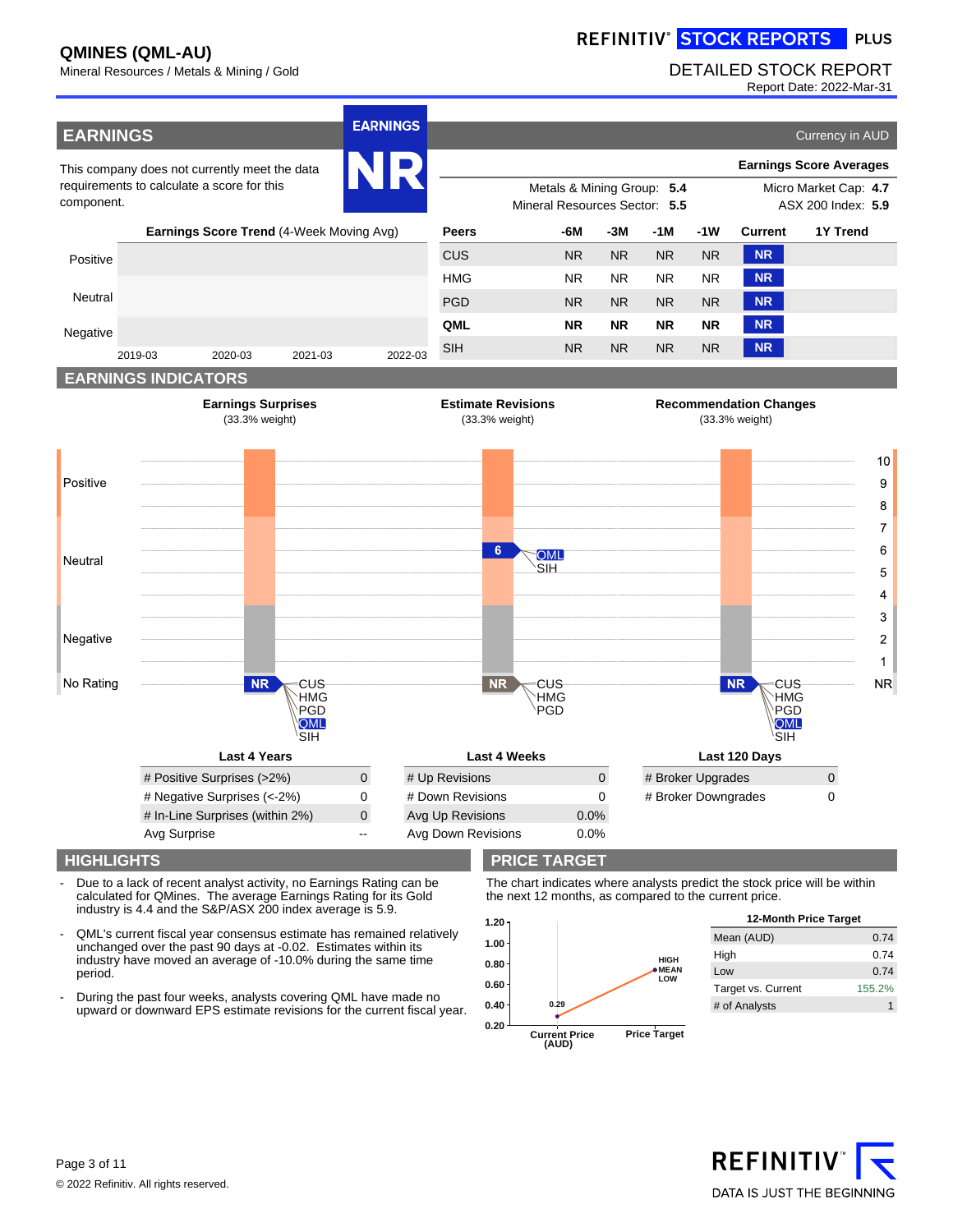# QMINES (QML-AU)

Mineral Resources / Metals & Mining / Gold

REFINITIV® STOCK REPORTS PLUS

DETAILED STOCK REPORT

Report Date: 2022-Mar-31

## EARNINGS

Currency in AUD

EARNINGS **NR**

This company does not currently meet the data requirements to calculate a score for this component.

**Earnings Score Averages**

| | | | |
|---|---|---|---|
| Metals & Mining Group: | **5.4** | Micro Market Cap: | **4.7** |
| Mineral Resources Sector: | **5.5** | ASX 200 Index: | **5.9** |

**Earnings Score Trend** (4-Week Moving Avg)

Positive / Neutral / Negative — 2019-03, 2020-03, 2021-03, 2022-03

| Peers | -6M | -3M | -1M | -1W | Current | 1Y Trend |
|---|---|---|---|---|---|---|
| CUS | NR | NR | NR | NR | NR | |
| HMG | NR | NR | NR | NR | NR | |
| PGD | NR | NR | NR | NR | NR | |
| **QML** | **NR** | **NR** | **NR** | **NR** | **NR** | |
| SIH | NR | NR | NR | NR | NR | |

## EARNINGS INDICATORS

**Earnings Surprises** (33.3% weight) — NR: CUS, HMG, PGD, QML, SIH

**Estimate Revisions** (33.3% weight) — 6: QML, SIH; NR: CUS, HMG, PGD

**Recommendation Changes** (33.3% weight) — NR: CUS, HMG, PGD, QML, SIH

**Last 4 Years**

| | |
|---|---|
| # Positive Surprises (>2%) | 0 |
| # Negative Surprises (<-2%) | 0 |
| # In-Line Surprises (within 2%) | 0 |
| Avg Surprise | -- |

**Last 4 Weeks**

| | |
|---|---|
| # Up Revisions | 0 |
| # Down Revisions | 0 |
| Avg Up Revisions | 0.0% |
| Avg Down Revisions | 0.0% |

**Last 120 Days**

| | |
|---|---|
| # Broker Upgrades | 0 |
| # Broker Downgrades | 0 |

## HIGHLIGHTS

- Due to a lack of recent analyst activity, no Earnings Rating can be calculated for QMines. The average Earnings Rating for its Gold industry is 4.4 and the S&P/ASX 200 index average is 5.9.
- QML's current fiscal year consensus estimate has remained relatively unchanged over the past 90 days at -0.02. Estimates within its industry have moved an average of -10.0% during the same time period.
- During the past four weeks, analysts covering QML have made no upward or downward EPS estimate revisions for the current fiscal year.

## PRICE TARGET

The chart indicates where analysts predict the stock price will be within the next 12 months, as compared to the current price.

Current Price (AUD): 0.29; Price Target: HIGH / MEAN / LOW

**12-Month Price Target**

| | |
|---|---|
| Mean (AUD) | 0.74 |
| High | 0.74 |
| Low | 0.74 |
| Target vs. Current | 155.2% |
| # of Analysts | 1 |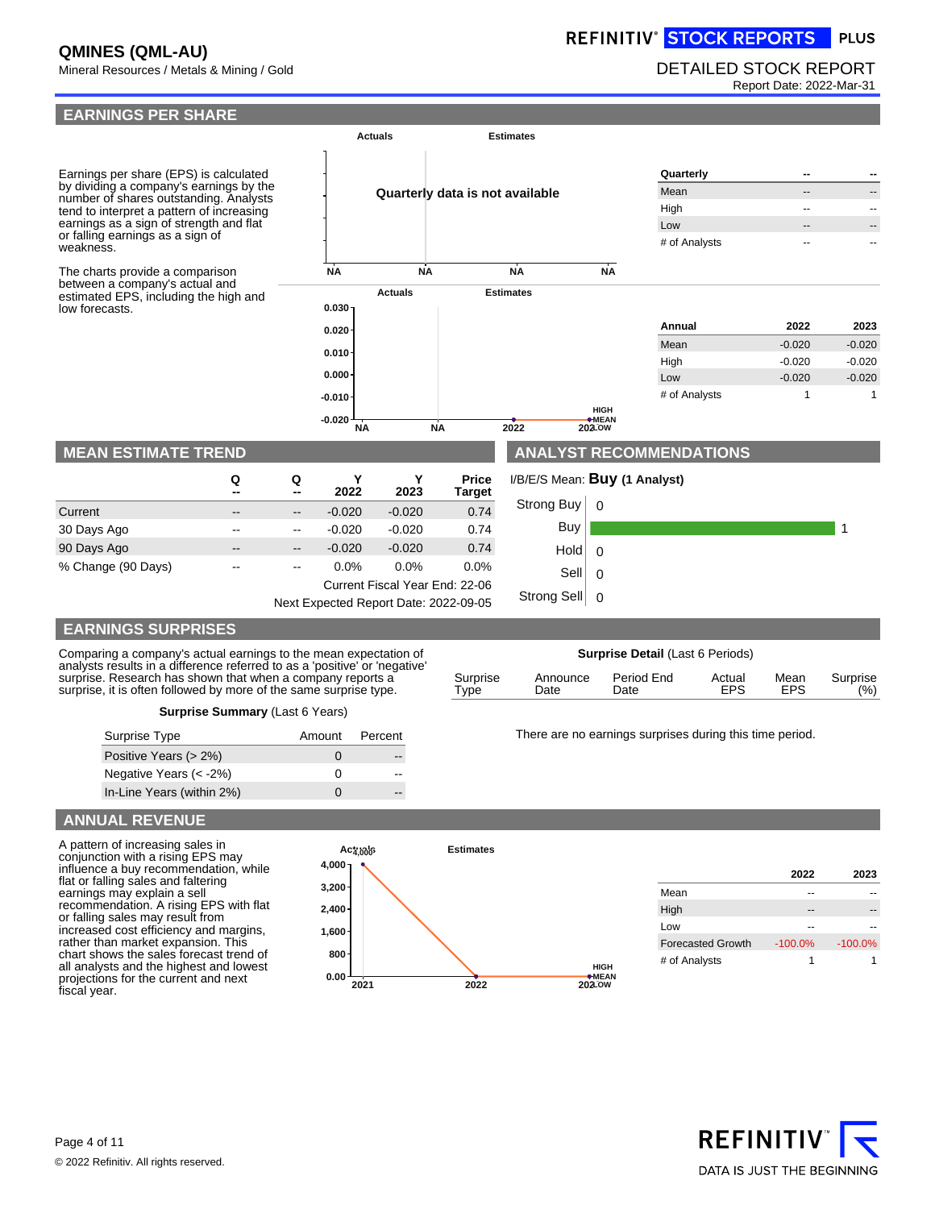**QMINES (QML-AU)**
Mineral Resources / Metals & Mining / Gold

REFINITIV STOCK REPORTS PLUS

DETAILED STOCK REPORT
Report Date: 2022-Mar-31

## EARNINGS PER SHARE

Earnings per share (EPS) is calculated by dividing a company's earnings by the number of shares outstanding. Analysts tend to interpret a pattern of increasing earnings as a sign of strength and flat or falling earnings as a sign of weakness.

The charts provide a comparison between a company's actual and estimated EPS, including the high and low forecasts.

Quarterly data is not available

| Quarterly | -- | -- |
|---|---|---|
| Mean | -- | -- |
| High | -- | -- |
| Low | -- | -- |
| # of Analysts | -- | -- |

| Annual | 2022 | 2023 |
|---|---|---|
| Mean | -0.020 | -0.020 |
| High | -0.020 | -0.020 |
| Low | -0.020 | -0.020 |
| # of Analysts | 1 | 1 |

## MEAN ESTIMATE TREND

| | Q -- | Q -- | Y 2022 | Y 2023 | Price Target |
|---|---|---|---|---|---|
| Current | -- | -- | -0.020 | -0.020 | 0.74 |
| 30 Days Ago | -- | -- | -0.020 | -0.020 | 0.74 |
| 90 Days Ago | -- | -- | -0.020 | -0.020 | 0.74 |
| % Change (90 Days) | -- | -- | 0.0% | 0.0% | 0.0% |

Current Fiscal Year End: 22-06
Next Expected Report Date: 2022-09-05

## ANALYST RECOMMENDATIONS

I/B/E/S Mean: **Buy (1 Analyst)**

| Recommendation | Count |
|---|---|
| Strong Buy | 0 |
| Buy | 1 |
| Hold | 0 |
| Sell | 0 |
| Strong Sell | 0 |

## EARNINGS SURPRISES

Comparing a company's actual earnings to the mean expectation of analysts results in a difference referred to as a 'positive' or 'negative' surprise. Research has shown that when a company reports a surprise, it is often followed by more of the same surprise type.

**Surprise Summary** (Last 6 Years)

| Surprise Type | Amount | Percent |
|---|---|---|
| Positive Years (> 2%) | 0 | -- |
| Negative Years (< -2%) | 0 | -- |
| In-Line Years (within 2%) | 0 | -- |

**Surprise Detail** (Last 6 Periods)

| Surprise Type | Announce Date | Period End Date | Actual EPS | Mean EPS | Surprise (%) |
|---|---|---|---|---|---|

There are no earnings surprises during this time period.

## ANNUAL REVENUE

A pattern of increasing sales in conjunction with a rising EPS may influence a buy recommendation, while flat or falling sales and faltering earnings may explain a sell recommendation. A rising EPS with flat or falling sales may result from increased cost efficiency and margins, rather than market expansion. This chart shows the sales forecast trend of all analysts and the highest and lowest projections for the current and next fiscal year.

| | 2022 | 2023 |
|---|---|---|
| Mean | -- | -- |
| High | -- | -- |
| Low | -- | -- |
| Forecasted Growth | -100.0% | -100.0% |
| # of Analysts | 1 | 1 |

© 2022 Refinitiv. All rights reserved.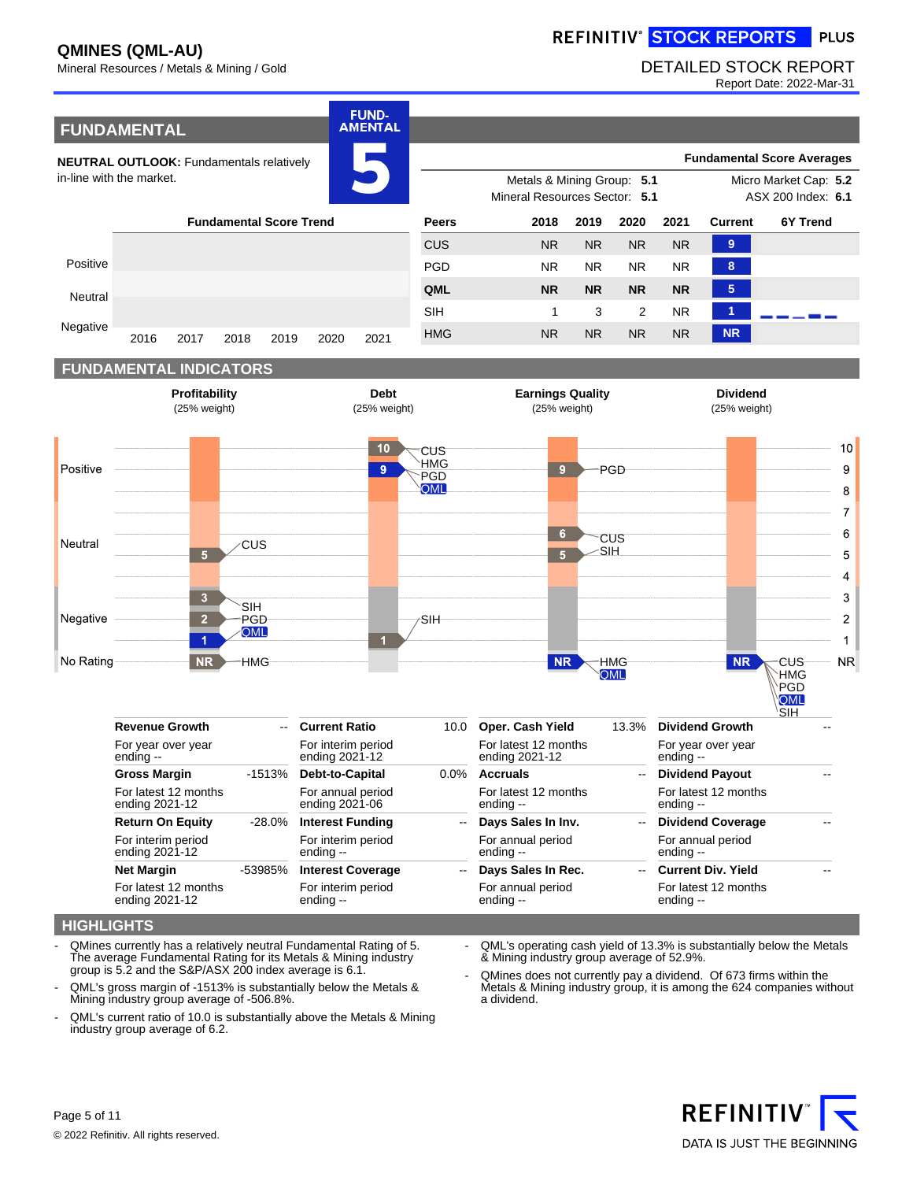# QMINES (QML-AU)

Mineral Resources / Metals & Mining / Gold

REFINITIV STOCK REPORTS PLUS

DETAILED STOCK REPORT

Report Date: 2022-Mar-31

## FUNDAMENTAL

**NEUTRAL OUTLOOK:** Fundamentals relatively in-line with the market.

FUND-AMENTAL **5**

**Fundamental Score Averages**

| | | | |
|---|---|---|---|
| Metals & Mining Group: | **5.1** | Micro Market Cap: | **5.2** |
| Mineral Resources Sector: | **5.1** | ASX 200 Index: | **6.1** |

**Fundamental Score Trend**

Positive / Neutral / Negative — 2016 2017 2018 2019 2020 2021

| Peers | 2018 | 2019 | 2020 | 2021 | Current | 6Y Trend |
|---|---|---|---|---|---|---|
| CUS | NR | NR | NR | NR | 9 | |
| PGD | NR | NR | NR | NR | 8 | |
| **QML** | **NR** | **NR** | **NR** | **NR** | **5** | |
| SIH | 1 | 3 | 2 | NR | 1 | |
| HMG | NR | NR | NR | NR | NR | |

## FUNDAMENTAL INDICATORS

| Profitability (25% weight) | Debt (25% weight) | Earnings Quality (25% weight) | Dividend (25% weight) |
|---|---|---|---|
| 5: CUS | 10: CUS, HMG, PGD | 9: PGD | NR: CUS, HMG, PGD, QML, SIH |
| 3: SIH | 9: QML | 6: CUS | |
| 2: PGD | 1: SIH | 5: SIH | |
| 1: QML | | NR: HMG, QML | |
| NR: HMG | | | |

| Profitability | | Debt | | Earnings Quality | | Dividend | |
|---|---|---|---|---|---|---|---|
| **Revenue Growth** | -- | **Current Ratio** | 10.0 | **Oper. Cash Yield** | 13.3% | **Dividend Growth** | -- |
| For year over year ending -- | | For interim period ending 2021-12 | | For latest 12 months ending 2021-12 | | For year over year ending -- | |
| **Gross Margin** | -1513% | **Debt-to-Capital** | 0.0% | **Accruals** | -- | **Dividend Payout** | -- |
| For latest 12 months ending 2021-12 | | For annual period ending 2021-06 | | For latest 12 months ending -- | | For latest 12 months ending -- | |
| **Return On Equity** | -28.0% | **Interest Funding** | -- | **Days Sales In Inv.** | -- | **Dividend Coverage** | -- |
| For interim period ending 2021-12 | | For interim period ending -- | | For annual period ending -- | | For annual period ending -- | |
| **Net Margin** | -53985% | **Interest Coverage** | -- | **Days Sales In Rec.** | -- | **Current Div. Yield** | -- |
| For latest 12 months ending 2021-12 | | For interim period ending -- | | For annual period ending -- | | For latest 12 months ending -- | |

## HIGHLIGHTS

- QMines currently has a relatively neutral Fundamental Rating of 5. The average Fundamental Rating for its Metals & Mining industry group is 5.2 and the S&P/ASX 200 index average is 6.1.
- QML's gross margin of -1513% is substantially below the Metals & Mining industry group average of -506.8%.
- QML's current ratio of 10.0 is substantially above the Metals & Mining industry group average of 6.2.
- QML's operating cash yield of 13.3% is substantially below the Metals & Mining industry group average of 52.9%.
- QMines does not currently pay a dividend. Of 673 firms within the Metals & Mining industry group, it is among the 624 companies without a dividend.

© 2022 Refinitiv. All rights reserved.

REFINITIV DATA IS JUST THE BEGINNING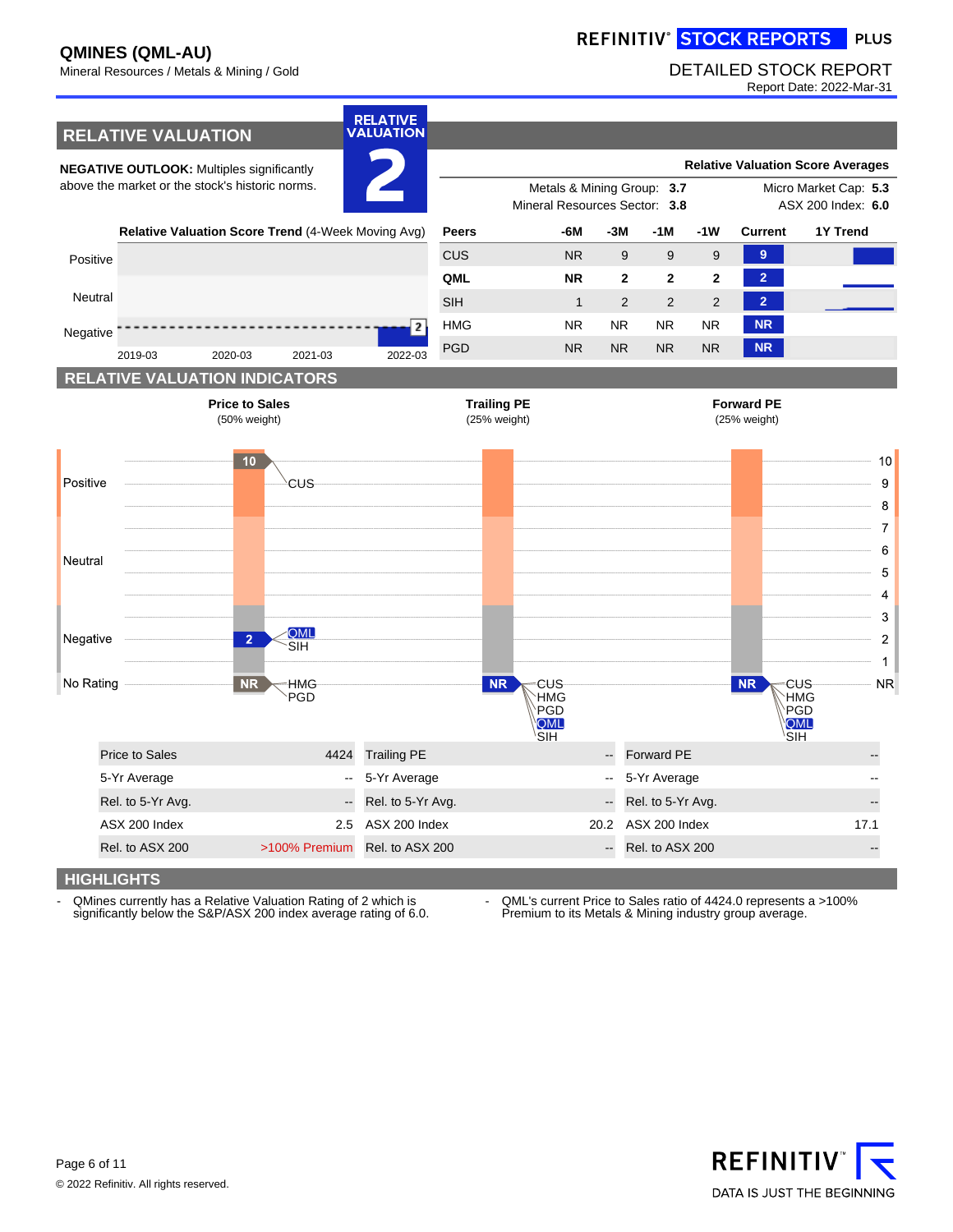**QMINES (QML-AU)**
Mineral Resources / Metals & Mining / Gold

REFINITIV® STOCK REPORTS PLUS

DETAILED STOCK REPORT
Report Date: 2022-Mar-31

## RELATIVE VALUATION

**RELATIVE VALUATION 2**

**NEGATIVE OUTLOOK:** Multiples significantly above the market or the stock's historic norms.

**Relative Valuation Score Averages**

Metals & Mining Group: **3.7**
Mineral Resources Sector: **3.8**
Micro Market Cap: **5.3**
ASX 200 Index: **6.0**

**Relative Valuation Score Trend** (4-Week Moving Avg)

| Peers | -6M | -3M | -1M | -1W | Current |
|---|---|---|---|---|---|
| CUS | NR | 9 | 9 | 9 | 9 |
| **QML** | **NR** | **2** | **2** | **2** | **2** |
| SIH | 1 | 2 | 2 | 2 | 2 |
| HMG | NR | NR | NR | NR | NR |
| PGD | NR | NR | NR | NR | NR |

## RELATIVE VALUATION INDICATORS

**Price to Sales** (50% weight) — 10: CUS; 2: QML, SIH; NR: HMG, PGD

**Trailing PE** (25% weight) — NR: CUS, HMG, PGD, QML, SIH

**Forward PE** (25% weight) — NR: CUS, HMG, PGD, QML, SIH

| Price to Sales | | Trailing PE | | Forward PE | |
|---|---|---|---|---|---|
| Price to Sales | 4424 | Trailing PE | -- | Forward PE | -- |
| 5-Yr Average | -- | 5-Yr Average | -- | 5-Yr Average | -- |
| Rel. to 5-Yr Avg. | -- | Rel. to 5-Yr Avg. | -- | Rel. to 5-Yr Avg. | -- |
| ASX 200 Index | 2.5 | ASX 200 Index | 20.2 | ASX 200 Index | 17.1 |
| Rel. to ASX 200 | >100% Premium | Rel. to ASX 200 | -- | Rel. to ASX 200 | -- |

## HIGHLIGHTS

- QMines currently has a Relative Valuation Rating of 2 which is significantly below the S&P/ASX 200 index average rating of 6.0.
- QML's current Price to Sales ratio of 4424.0 represents a >100% Premium to its Metals & Mining industry group average.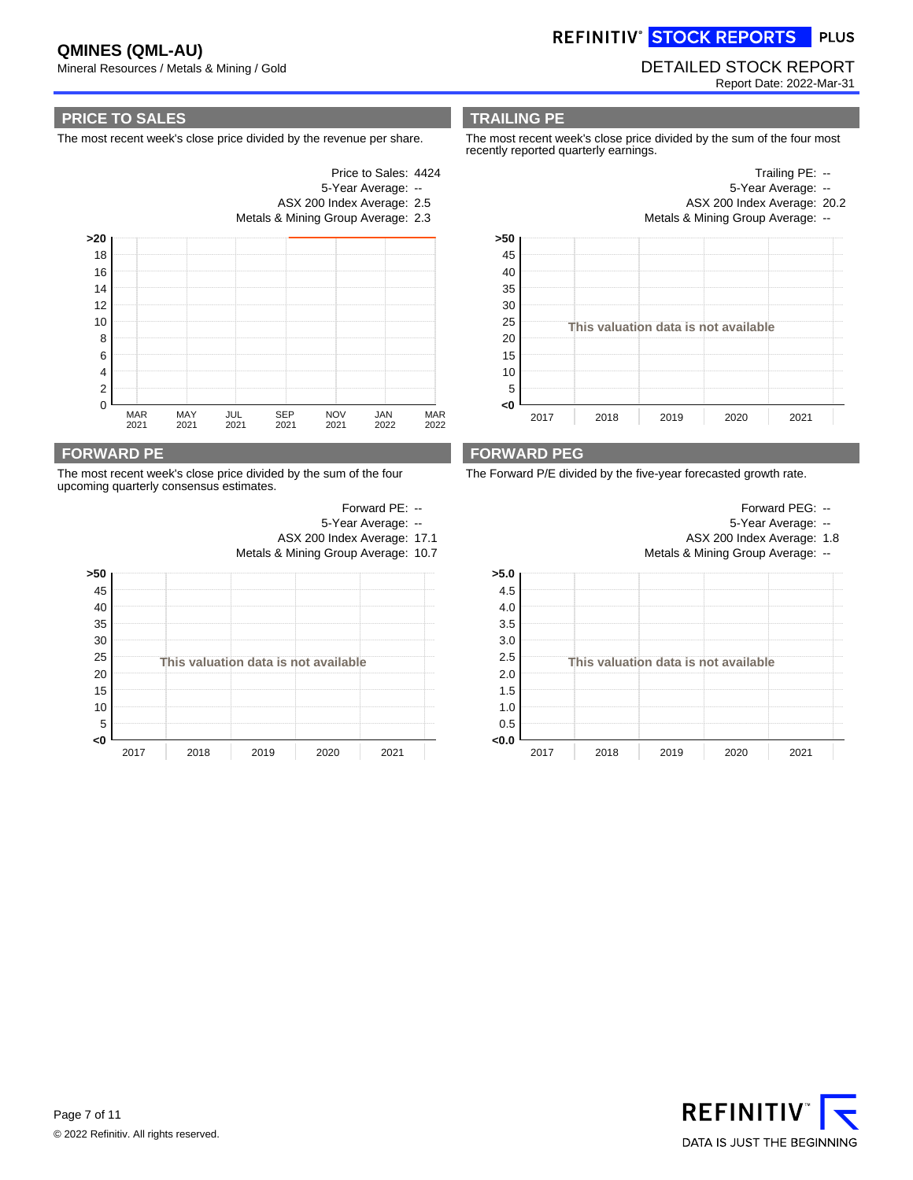## PRICE TO SALES

The most recent week's close price divided by the revenue per share.

Price to Sales: 4424
5-Year Average: --
ASX 200 Index Average: 2.5
Metals & Mining Group Average: 2.3

## TRAILING PE

The most recent week's close price divided by the sum of the four most recently reported quarterly earnings.

Trailing PE: --
5-Year Average: --
ASX 200 Index Average: 20.2
Metals & Mining Group Average: --

This valuation data is not available

## FORWARD PE

The most recent week's close price divided by the sum of the four upcoming quarterly consensus estimates.

Forward PE: --
5-Year Average: --
ASX 200 Index Average: 17.1
Metals & Mining Group Average: 10.7

This valuation data is not available

## FORWARD PEG

The Forward P/E divided by the five-year forecasted growth rate.

Forward PEG: --
5-Year Average: --
ASX 200 Index Average: 1.8
Metals & Mining Group Average: --

This valuation data is not available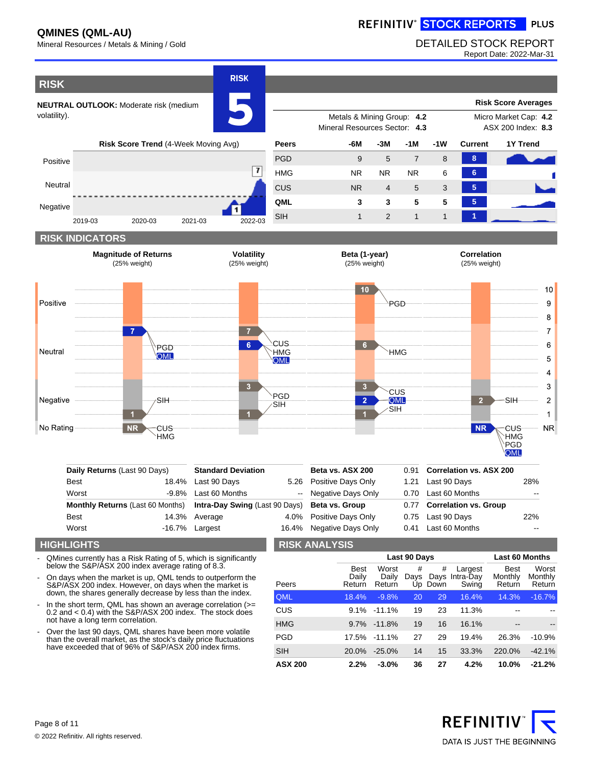# QMINES (QML-AU)

Mineral Resources / Metals & Mining / Gold

REFINITIV STOCK REPORTS PLUS

DETAILED STOCK REPORT
Report Date: 2022-Mar-31

## RISK

**RISK 5**

**NEUTRAL OUTLOOK:** Moderate risk (medium volatility).

**Risk Score Averages**

| | | | |
|---|---|---|---|
| Metals & Mining Group: | **4.2** | Micro Market Cap: | **4.2** |
| Mineral Resources Sector: | **4.3** | ASX 200 Index: | **8.3** |

**Risk Score Trend** (4-Week Moving Avg)

| Peers | -6M | -3M | -1M | -1W | Current | 1Y Trend |
|---|---|---|---|---|---|---|
| PGD | 9 | 5 | 7 | 8 | 8 | |
| HMG | NR | NR | NR | 6 | 6 | |
| CUS | NR | 4 | 5 | 3 | 5 | |
| **QML** | **3** | **3** | **5** | **5** | **5** | |
| SIH | 1 | 2 | 1 | 1 | 1 | |

## RISK INDICATORS

| Magnitude of Returns (25% weight) | Volatility (25% weight) | Beta (1-year) (25% weight) | Correlation (25% weight) |
|---|---|---|---|
| 7: PGD, QML | 7: CUS | 10: PGD | 2: SIH |
| 1: SIH | 6: CUS, HMG, QML | 6: HMG | NR: CUS, HMG, PGD, QML |
| NR: CUS, HMG | 3: PGD | 3: CUS | |
| | 1: SIH | 2: QML | |
| | | 1: SIH | |

| **Daily Returns** (Last 90 Days) | | **Standard Deviation** | | **Beta vs. ASX 200** | 0.91 | **Correlation vs. ASX 200** | |
|---|---|---|---|---|---|---|---|
| Best | 18.4% | Last 90 Days | 5.26 | Positive Days Only | 1.21 | Last 90 Days | 28% |
| Worst | -9.8% | Last 60 Months | -- | Negative Days Only | 0.70 | Last 60 Months | -- |
| **Monthly Returns** (Last 60 Months) | | **Intra-Day Swing** (Last 90 Days) | | **Beta vs. Group** | 0.77 | **Correlation vs. Group** | |
| Best | 14.3% | Average | 4.0% | Positive Days Only | 0.75 | Last 90 Days | 22% |
| Worst | -16.7% | Largest | 16.4% | Negative Days Only | 0.41 | Last 60 Months | -- |

## HIGHLIGHTS

- QMines currently has a Risk Rating of 5, which is significantly below the S&P/ASX 200 index average rating of 8.3.
- On days when the market is up, QML tends to outperform the S&P/ASX 200 index. However, on days when the market is down, the shares generally decrease by less than the index.
- In the short term, QML has shown an average correlation (>= 0.2 and < 0.4) with the S&P/ASX 200 index. The stock does not have a long term correlation.
- Over the last 90 days, QML shares have been more volatile than the overall market, as the stock's daily price fluctuations have exceeded that of 96% of S&P/ASX 200 index firms.

## RISK ANALYSIS

| | Last 90 Days | | | | | Last 60 Months | |
|---|---|---|---|---|---|---|---|
| Peers | Best Daily Return | Worst Daily Return | # Days Up | # Days Down | Largest Intra-Day Swing | Best Monthly Return | Worst Monthly Return |
| QML | 18.4% | -9.8% | 20 | 29 | 16.4% | 14.3% | -16.7% |
| CUS | 9.1% | -11.1% | 19 | 23 | 11.3% | -- | -- |
| HMG | 9.7% | -11.8% | 19 | 16 | 16.1% | -- | -- |
| PGD | 17.5% | -11.1% | 27 | 29 | 19.4% | 26.3% | -10.9% |
| SIH | 20.0% | -25.0% | 14 | 15 | 33.3% | 220.0% | -42.1% |
| **ASX 200** | **2.2%** | **-3.0%** | **36** | **27** | **4.2%** | **10.0%** | **-21.2%** |

© 2022 Refinitiv. All rights reserved.

REFINITIV — DATA IS JUST THE BEGINNING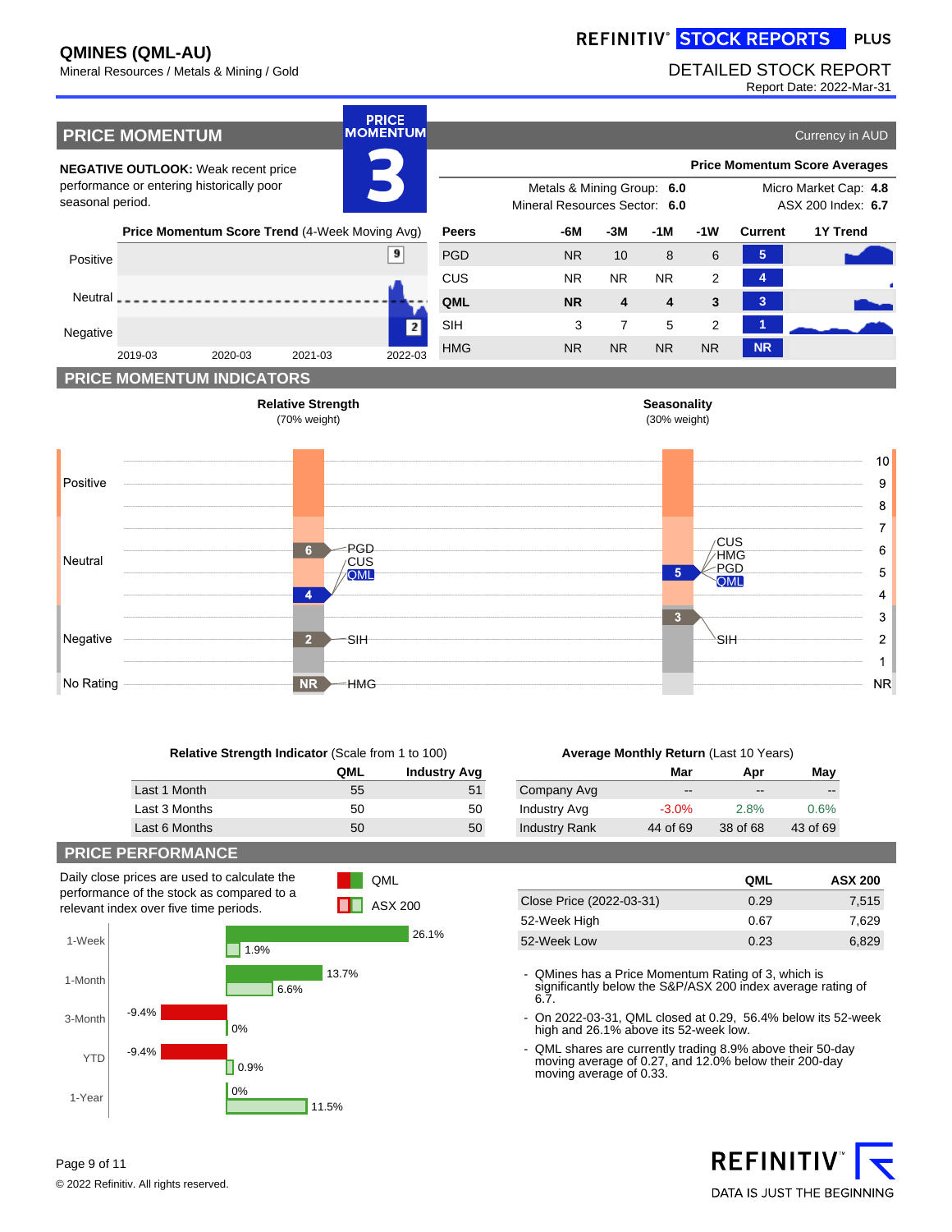**QMINES (QML-AU)**
Mineral Resources / Metals & Mining / Gold

REFINITIV STOCK REPORTS PLUS

DETAILED STOCK REPORT
Report Date: 2022-Mar-31

## PRICE MOMENTUM

PRICE MOMENTUM **3**

Currency in AUD

**NEGATIVE OUTLOOK:** Weak recent price performance or entering historically poor seasonal period.

**Price Momentum Score Trend** (4-Week Moving Avg)

**Price Momentum Score Averages**

Metals & Mining Group: **6.0**
Mineral Resources Sector: **6.0**
Micro Market Cap: **4.8**
ASX 200 Index: **6.7**

| Peers | -6M | -3M | -1M | -1W | Current |
|---|---|---|---|---|---|
| PGD | NR | 10 | 8 | 6 | 5 |
| CUS | NR | NR | NR | 2 | 4 |
| **QML** | **NR** | **4** | **4** | **3** | **3** |
| SIH | 3 | 7 | 5 | 2 | 1 |
| HMG | NR | NR | NR | NR | NR |

## PRICE MOMENTUM INDICATORS

**Relative Strength** (70% weight)

**Seasonality** (30% weight)

**Relative Strength Indicator** (Scale from 1 to 100)

| | QML | Industry Avg |
|---|---|---|
| Last 1 Month | 55 | 51 |
| Last 3 Months | 50 | 50 |
| Last 6 Months | 50 | 50 |

**Average Monthly Return** (Last 10 Years)

| | Mar | Apr | May |
|---|---|---|---|
| Company Avg | -- | -- | -- |
| Industry Avg | -3.0% | 2.8% | 0.6% |
| Industry Rank | 44 of 69 | 38 of 68 | 43 of 69 |

## PRICE PERFORMANCE

Daily close prices are used to calculate the performance of the stock as compared to a relevant index over five time periods.

| | QML | ASX 200 |
|---|---|---|
| 1-Week | 26.1% | 1.9% |
| 1-Month | 13.7% | 6.6% |
| 3-Month | -9.4% | 0% |
| YTD | -9.4% | 0.9% |
| 1-Year | 0% | 11.5% |

| | QML | ASX 200 |
|---|---|---|
| Close Price (2022-03-31) | 0.29 | 7,515 |
| 52-Week High | 0.67 | 7,629 |
| 52-Week Low | 0.23 | 6,829 |

- QMines has a Price Momentum Rating of 3, which is significantly below the S&P/ASX 200 index average rating of 6.7.
- On 2022-03-31, QML closed at 0.29, 56.4% below its 52-week high and 26.1% above its 52-week low.
- QML shares are currently trading 8.9% above their 50-day moving average of 0.27, and 12.0% below their 200-day moving average of 0.33.

© 2022 Refinitiv. All rights reserved.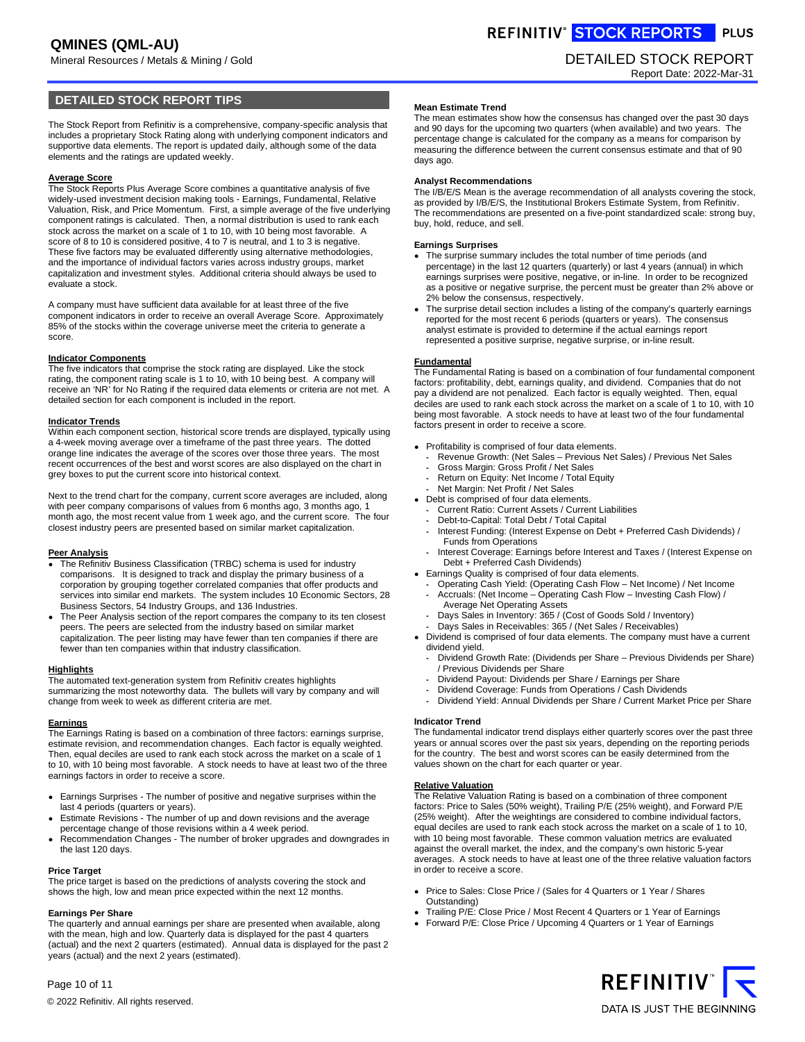# QMINES (QML-AU)

Mineral Resources / Metals & Mining / Gold

DETAILED STOCK REPORT

Report Date: 2022-Mar-31

## DETAILED STOCK REPORT TIPS

The Stock Report from Refinitiv is a comprehensive, company-specific analysis that includes a proprietary Stock Rating along with underlying component indicators and supportive data elements. The report is updated daily, although some of the data elements and the ratings are updated weekly.

### Average Score

The Stock Reports Plus Average Score combines a quantitative analysis of five widely-used investment decision making tools - Earnings, Fundamental, Relative Valuation, Risk, and Price Momentum. First, a simple average of the five underlying component ratings is calculated. Then, a normal distribution is used to rank each stock across the market on a scale of 1 to 10, with 10 being most favorable. A score of 8 to 10 is considered positive, 4 to 7 is neutral, and 1 to 3 is negative. These five factors may be evaluated differently using alternative methodologies, and the importance of individual factors varies across industry groups, market capitalization and investment styles. Additional criteria should always be used to evaluate a stock.

A company must have sufficient data available for at least three of the five component indicators in order to receive an overall Average Score. Approximately 85% of the stocks within the coverage universe meet the criteria to generate a score.

### Indicator Components

The five indicators that comprise the stock rating are displayed. Like the stock rating, the component rating scale is 1 to 10, with 10 being best. A company will receive an 'NR' for No Rating if the required data elements or criteria are not met. A detailed section for each component is included in the report.

### Indicator Trends

Within each component section, historical score trends are displayed, typically using a 4-week moving average over a timeframe of the past three years. The dotted orange line indicates the average of the scores over those three years. The most recent occurrences of the best and worst scores are also displayed on the chart in grey boxes to put the current score into historical context.

Next to the trend chart for the company, current score averages are included, along with peer company comparisons of values from 6 months ago, 3 months ago, 1 month ago, the most recent value from 1 week ago, and the current score. The four closest industry peers are presented based on similar market capitalization.

### Peer Analysis

- The Refinitiv Business Classification (TRBC) schema is used for industry comparisons. It is designed to track and display the primary business of a corporation by grouping together correlated companies that offer products and services into similar end markets. The system includes 10 Economic Sectors, 28 Business Sectors, 54 Industry Groups, and 136 Industries.
- The Peer Analysis section of the report compares the company to its ten closest peers. The peers are selected from the industry based on similar market capitalization. The peer listing may have fewer than ten companies if there are fewer than ten companies within that industry classification.

### Highlights

The automated text-generation system from Refinitiv creates highlights summarizing the most noteworthy data. The bullets will vary by company and will change from week to week as different criteria are met.

### Earnings

The Earnings Rating is based on a combination of three factors: earnings surprise, estimate revision, and recommendation changes. Each factor is equally weighted. Then, equal deciles are used to rank each stock across the market on a scale of 1 to 10, with 10 being most favorable. A stock needs to have at least two of the three earnings factors in order to receive a score.

- Earnings Surprises - The number of positive and negative surprises within the last 4 periods (quarters or years).
- Estimate Revisions - The number of up and down revisions and the average percentage change of those revisions within a 4 week period.
- Recommendation Changes - The number of broker upgrades and downgrades in the last 120 days.

### Price Target

The price target is based on the predictions of analysts covering the stock and shows the high, low and mean price expected within the next 12 months.

### Earnings Per Share

The quarterly and annual earnings per share are presented when available, along with the mean, high and low. Quarterly data is displayed for the past 4 quarters (actual) and the next 2 quarters (estimated). Annual data is displayed for the past 2 years (actual) and the next 2 years (estimated).

### Mean Estimate Trend

The mean estimates show how the consensus has changed over the past 30 days and 90 days for the upcoming two quarters (when available) and two years. The percentage change is calculated for the company as a means for comparison by measuring the difference between the current consensus estimate and that of 90 days ago.

### Analyst Recommendations

The I/B/E/S Mean is the average recommendation of all analysts covering the stock, as provided by I/B/E/S, the Institutional Brokers Estimate System, from Refinitiv. The recommendations are presented on a five-point standardized scale: strong buy, buy, hold, reduce, and sell.

### Earnings Surprises

- The surprise summary includes the total number of time periods (and percentage) in the last 12 quarters (quarterly) or last 4 years (annual) in which earnings surprises were positive, negative, or in-line. In order to be recognized as a positive or negative surprise, the percent must be greater than 2% above or 2% below the consensus, respectively.
- The surprise detail section includes a listing of the company's quarterly earnings reported for the most recent 6 periods (quarters or years). The consensus analyst estimate is provided to determine if the actual earnings report represented a positive surprise, negative surprise, or in-line result.

### Fundamental

The Fundamental Rating is based on a combination of four fundamental component factors: profitability, debt, earnings quality, and dividend. Companies that do not pay a dividend are not penalized. Each factor is equally weighted. Then, equal deciles are used to rank each stock across the market on a scale of 1 to 10, with 10 being most favorable. A stock needs to have at least two of the four fundamental factors present in order to receive a score.

- Profitability is comprised of four data elements.
  - Revenue Growth: (Net Sales – Previous Net Sales) / Previous Net Sales
  - Gross Margin: Gross Profit / Net Sales
  - Return on Equity: Net Income / Total Equity
  - Net Margin: Net Profit / Net Sales
- Debt is comprised of four data elements.
  - Current Ratio: Current Assets / Current Liabilities
  - Debt-to-Capital: Total Debt / Total Capital
  - Interest Funding: (Interest Expense on Debt + Preferred Cash Dividends) / Funds from Operations
  - Interest Coverage: Earnings before Interest and Taxes / (Interest Expense on Debt + Preferred Cash Dividends)
- Earnings Quality is comprised of four data elements.
  - Operating Cash Yield: (Operating Cash Flow – Net Income) / Net Income
  - Accruals: (Net Income – Operating Cash Flow – Investing Cash Flow) / Average Net Operating Assets
  - Days Sales in Inventory: 365 / (Cost of Goods Sold / Inventory)
  - Days Sales in Receivables: 365 / (Net Sales / Receivables)
- Dividend is comprised of four data elements. The company must have a current dividend yield.
  - Dividend Growth Rate: (Dividends per Share – Previous Dividends per Share) / Previous Dividends per Share
  - Dividend Payout: Dividends per Share / Earnings per Share
  - Dividend Coverage: Funds from Operations / Cash Dividends
  - Dividend Yield: Annual Dividends per Share / Current Market Price per Share

### Indicator Trend

The fundamental indicator trend displays either quarterly scores over the past three years or annual scores over the past six years, depending on the reporting periods for the country. The best and worst scores can be easily determined from the values shown on the chart for each quarter or year.

### Relative Valuation

The Relative Valuation Rating is based on a combination of three component factors: Price to Sales (50% weight), Trailing P/E (25% weight), and Forward P/E (25% weight). After the weightings are considered to combine individual factors, equal deciles are used to rank each stock across the market on a scale of 1 to 10, with 10 being most favorable. These common valuation metrics are evaluated against the overall market, the index, and the company's own historic 5-year averages. A stock needs to have at least one of the three relative valuation factors in order to receive a score.

- Price to Sales: Close Price / (Sales for 4 Quarters or 1 Year / Shares Outstanding)
- Trailing P/E: Close Price / Most Recent 4 Quarters or 1 Year of Earnings
- Forward P/E: Close Price / Upcoming 4 Quarters or 1 Year of Earnings

© 2022 Refinitiv. All rights reserved.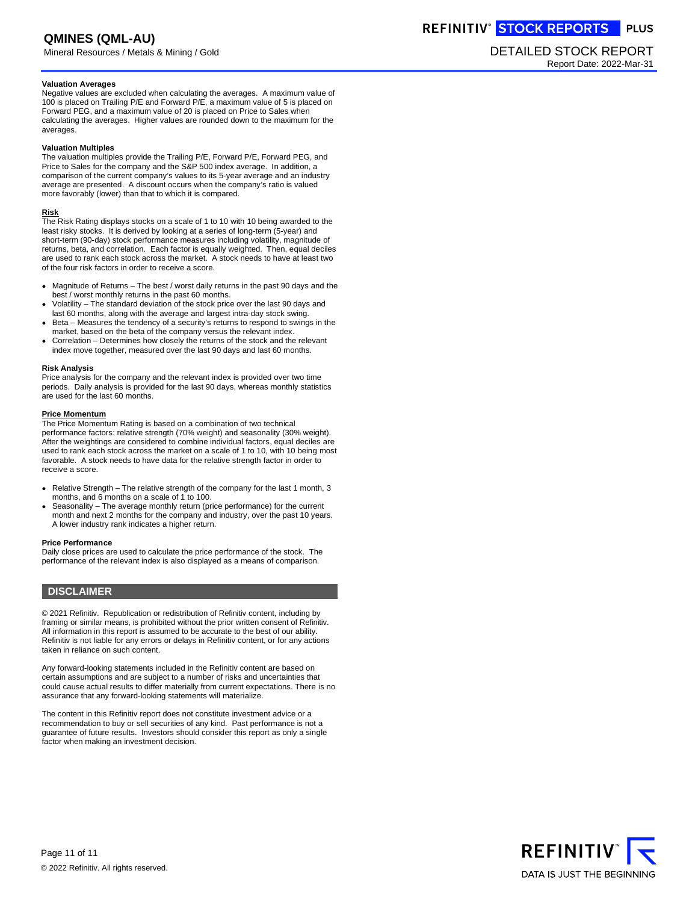### Valuation Averages

Negative values are excluded when calculating the averages. A maximum value of 100 is placed on Trailing P/E and Forward P/E, a maximum value of 5 is placed on Forward PEG, and a maximum value of 20 is placed on Price to Sales when calculating the averages. Higher values are rounded down to the maximum for the averages.

### Valuation Multiples

The valuation multiples provide the Trailing P/E, Forward P/E, Forward PEG, and Price to Sales for the company and the S&P 500 index average. In addition, a comparison of the current company's values to its 5-year average and an industry average are presented. A discount occurs when the company's ratio is valued more favorably (lower) than that to which it is compared.

### Risk

The Risk Rating displays stocks on a scale of 1 to 10 with 10 being awarded to the least risky stocks. It is derived by looking at a series of long-term (5-year) and short-term (90-day) stock performance measures including volatility, magnitude of returns, beta, and correlation. Each factor is equally weighted. Then, equal deciles are used to rank each stock across the market. A stock needs to have at least two of the four risk factors in order to receive a score.

- Magnitude of Returns – The best / worst daily returns in the past 90 days and the best / worst monthly returns in the past 60 months.
- Volatility – The standard deviation of the stock price over the last 90 days and last 60 months, along with the average and largest intra-day stock swing.
- Beta – Measures the tendency of a security's returns to respond to swings in the market, based on the beta of the company versus the relevant index.
- Correlation – Determines how closely the returns of the stock and the relevant index move together, measured over the last 90 days and last 60 months.

### Risk Analysis

Price analysis for the company and the relevant index is provided over two time periods. Daily analysis is provided for the last 90 days, whereas monthly statistics are used for the last 60 months.

### Price Momentum

The Price Momentum Rating is based on a combination of two technical performance factors: relative strength (70% weight) and seasonality (30% weight). After the weightings are considered to combine individual factors, equal deciles are used to rank each stock across the market on a scale of 1 to 10, with 10 being most favorable. A stock needs to have data for the relative strength factor in order to receive a score.

- Relative Strength – The relative strength of the company for the last 1 month, 3 months, and 6 months on a scale of 1 to 100.
- Seasonality – The average monthly return (price performance) for the current month and next 2 months for the company and industry, over the past 10 years. A lower industry rank indicates a higher return.

### Price Performance

Daily close prices are used to calculate the price performance of the stock. The performance of the relevant index is also displayed as a means of comparison.

## DISCLAIMER

© 2021 Refinitiv. Republication or redistribution of Refinitiv content, including by framing or similar means, is prohibited without the prior written consent of Refinitiv. All information in this report is assumed to be accurate to the best of our ability. Refinitiv is not liable for any errors or delays in Refinitiv content, or for any actions taken in reliance on such content.

Any forward-looking statements included in the Refinitiv content are based on certain assumptions and are subject to a number of risks and uncertainties that could cause actual results to differ materially from current expectations. There is no assurance that any forward-looking statements will materialize.

The content in this Refinitiv report does not constitute investment advice or a recommendation to buy or sell securities of any kind. Past performance is not a guarantee of future results. Investors should consider this report as only a single factor when making an investment decision.